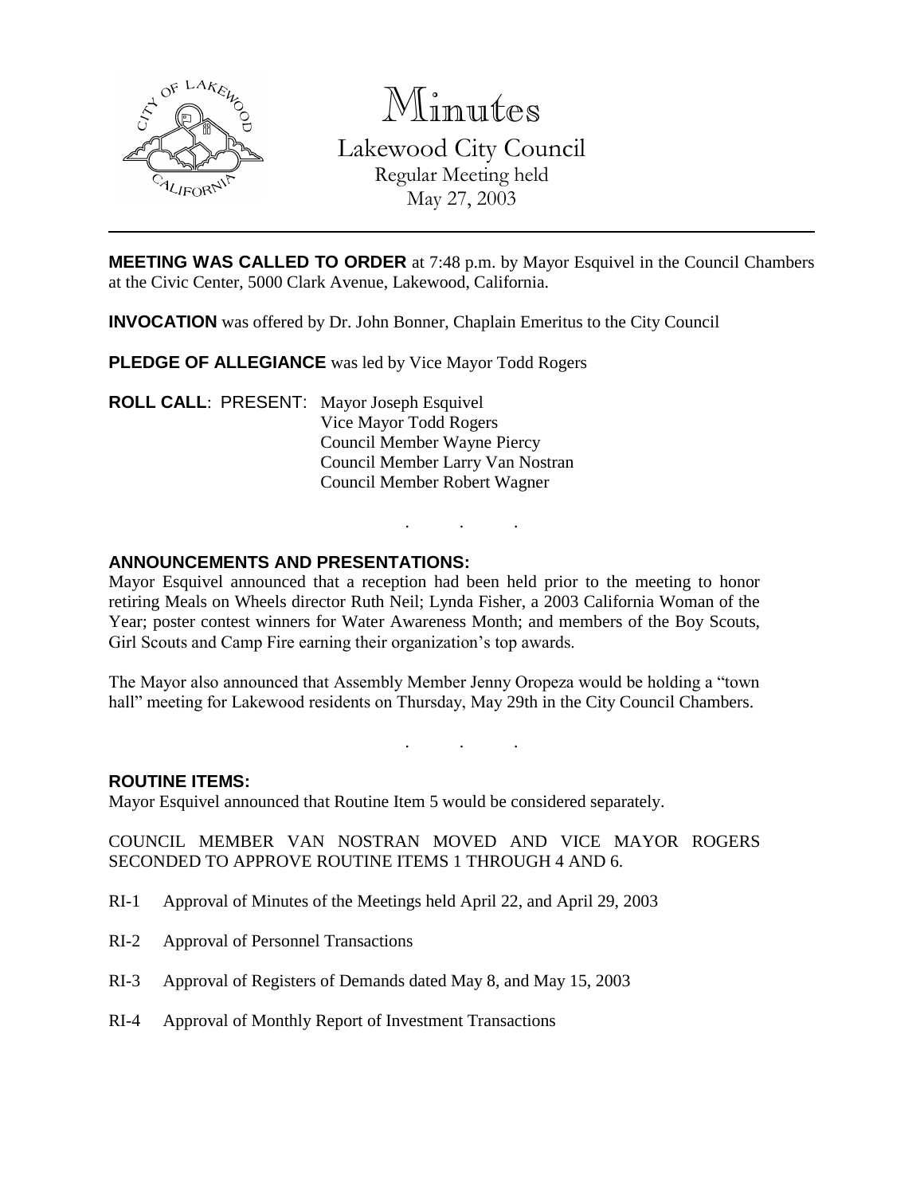# Minutes

Lakewood City Council
Regular Meeting held
May 27, 2003

---

**MEETING WAS CALLED TO ORDER** at 7:48 p.m. by Mayor Esquivel in the Council Chambers at the Civic Center, 5000 Clark Avenue, Lakewood, California.

**INVOCATION** was offered by Dr. John Bonner, Chaplain Emeritus to the City Council

**PLEDGE OF ALLEGIANCE** was led by Vice Mayor Todd Rogers

**ROLL CALL**: PRESENT: Mayor Joseph Esquivel
Vice Mayor Todd Rogers
Council Member Wayne Piercy
Council Member Larry Van Nostran
Council Member Robert Wagner

. . .

**ANNOUNCEMENTS AND PRESENTATIONS:**
Mayor Esquivel announced that a reception had been held prior to the meeting to honor retiring Meals on Wheels director Ruth Neil; Lynda Fisher, a 2003 California Woman of the Year; poster contest winners for Water Awareness Month; and members of the Boy Scouts, Girl Scouts and Camp Fire earning their organization's top awards.

The Mayor also announced that Assembly Member Jenny Oropeza would be holding a "town hall" meeting for Lakewood residents on Thursday, May 29th in the City Council Chambers.

. . .

**ROUTINE ITEMS:**
Mayor Esquivel announced that Routine Item 5 would be considered separately.

COUNCIL MEMBER VAN NOSTRAN MOVED AND VICE MAYOR ROGERS SECONDED TO APPROVE ROUTINE ITEMS 1 THROUGH 4 AND 6.

RI-1 Approval of Minutes of the Meetings held April 22, and April 29, 2003

RI-2 Approval of Personnel Transactions

RI-3 Approval of Registers of Demands dated May 8, and May 15, 2003

RI-4 Approval of Monthly Report of Investment Transactions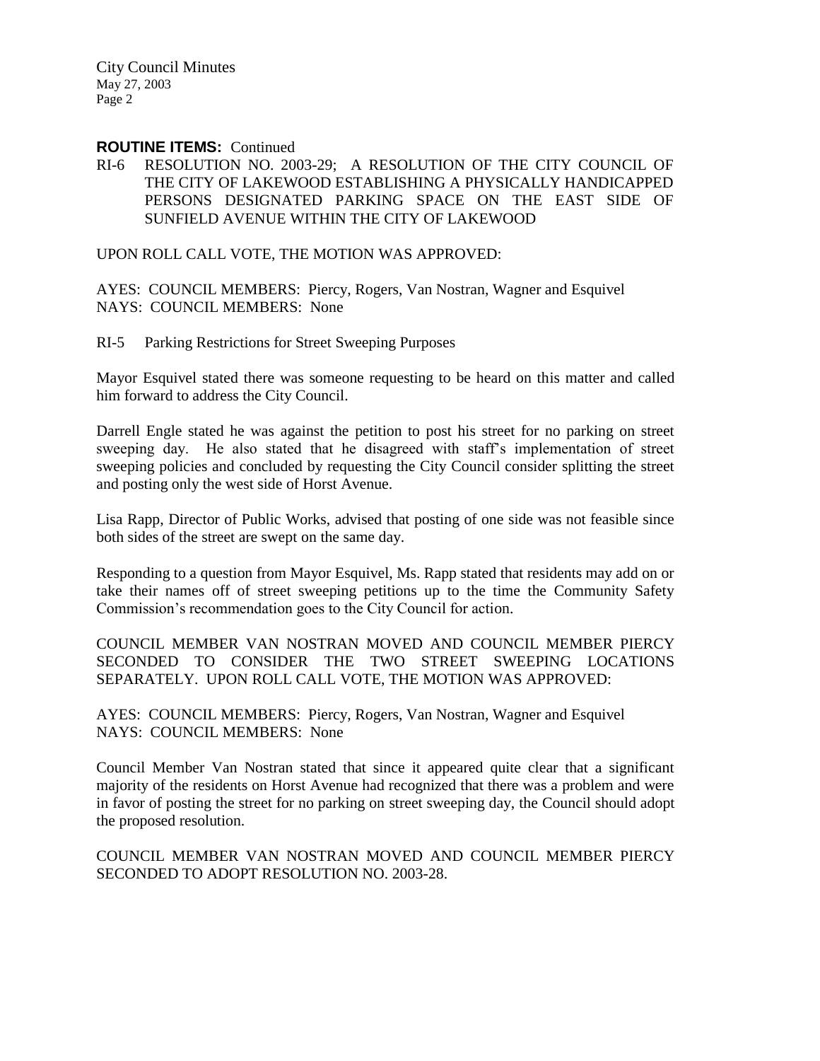**ROUTINE ITEMS:** Continued

RI-6 RESOLUTION NO. 2003-29; A RESOLUTION OF THE CITY COUNCIL OF THE CITY OF LAKEWOOD ESTABLISHING A PHYSICALLY HANDICAPPED PERSONS DESIGNATED PARKING SPACE ON THE EAST SIDE OF SUNFIELD AVENUE WITHIN THE CITY OF LAKEWOOD

UPON ROLL CALL VOTE, THE MOTION WAS APPROVED:

AYES: COUNCIL MEMBERS: Piercy, Rogers, Van Nostran, Wagner and Esquivel
NAYS: COUNCIL MEMBERS: None

RI-5 Parking Restrictions for Street Sweeping Purposes

Mayor Esquivel stated there was someone requesting to be heard on this matter and called him forward to address the City Council.

Darrell Engle stated he was against the petition to post his street for no parking on street sweeping day. He also stated that he disagreed with staff's implementation of street sweeping policies and concluded by requesting the City Council consider splitting the street and posting only the west side of Horst Avenue.

Lisa Rapp, Director of Public Works, advised that posting of one side was not feasible since both sides of the street are swept on the same day.

Responding to a question from Mayor Esquivel, Ms. Rapp stated that residents may add on or take their names off of street sweeping petitions up to the time the Community Safety Commission's recommendation goes to the City Council for action.

COUNCIL MEMBER VAN NOSTRAN MOVED AND COUNCIL MEMBER PIERCY SECONDED TO CONSIDER THE TWO STREET SWEEPING LOCATIONS SEPARATELY. UPON ROLL CALL VOTE, THE MOTION WAS APPROVED:

AYES: COUNCIL MEMBERS: Piercy, Rogers, Van Nostran, Wagner and Esquivel
NAYS: COUNCIL MEMBERS: None

Council Member Van Nostran stated that since it appeared quite clear that a significant majority of the residents on Horst Avenue had recognized that there was a problem and were in favor of posting the street for no parking on street sweeping day, the Council should adopt the proposed resolution.

COUNCIL MEMBER VAN NOSTRAN MOVED AND COUNCIL MEMBER PIERCY SECONDED TO ADOPT RESOLUTION NO. 2003-28.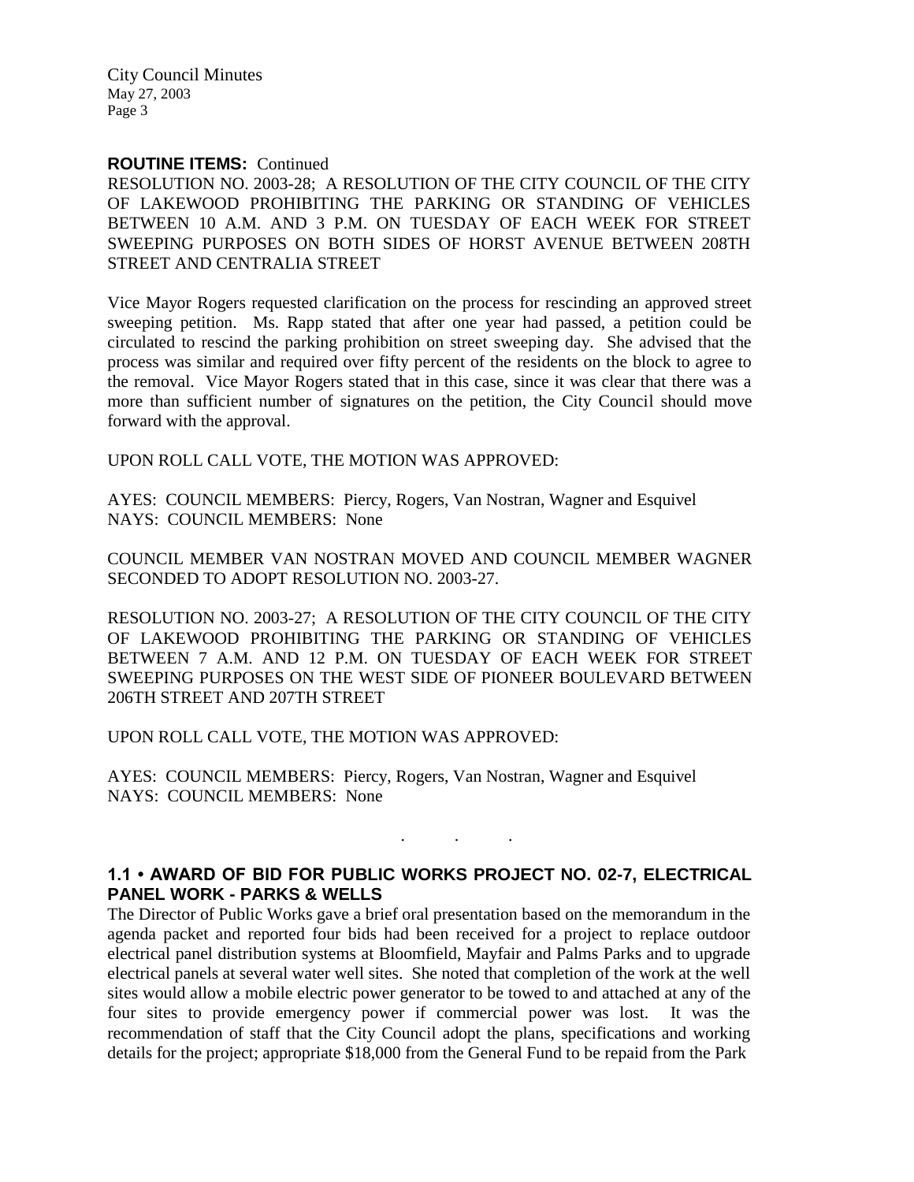**ROUTINE ITEMS:** Continued

RESOLUTION NO. 2003-28; A RESOLUTION OF THE CITY COUNCIL OF THE CITY OF LAKEWOOD PROHIBITING THE PARKING OR STANDING OF VEHICLES BETWEEN 10 A.M. AND 3 P.M. ON TUESDAY OF EACH WEEK FOR STREET SWEEPING PURPOSES ON BOTH SIDES OF HORST AVENUE BETWEEN 208TH STREET AND CENTRALIA STREET

Vice Mayor Rogers requested clarification on the process for rescinding an approved street sweeping petition. Ms. Rapp stated that after one year had passed, a petition could be circulated to rescind the parking prohibition on street sweeping day. She advised that the process was similar and required over fifty percent of the residents on the block to agree to the removal. Vice Mayor Rogers stated that in this case, since it was clear that there was a more than sufficient number of signatures on the petition, the City Council should move forward with the approval.

UPON ROLL CALL VOTE, THE MOTION WAS APPROVED:

AYES: COUNCIL MEMBERS: Piercy, Rogers, Van Nostran, Wagner and Esquivel
NAYS: COUNCIL MEMBERS: None

COUNCIL MEMBER VAN NOSTRAN MOVED AND COUNCIL MEMBER WAGNER SECONDED TO ADOPT RESOLUTION NO. 2003-27.

RESOLUTION NO. 2003-27; A RESOLUTION OF THE CITY COUNCIL OF THE CITY OF LAKEWOOD PROHIBITING THE PARKING OR STANDING OF VEHICLES BETWEEN 7 A.M. AND 12 P.M. ON TUESDAY OF EACH WEEK FOR STREET SWEEPING PURPOSES ON THE WEST SIDE OF PIONEER BOULEVARD BETWEEN 206TH STREET AND 207TH STREET

UPON ROLL CALL VOTE, THE MOTION WAS APPROVED:

AYES: COUNCIL MEMBERS: Piercy, Rogers, Van Nostran, Wagner and Esquivel
NAYS: COUNCIL MEMBERS: None

. . .

### 1.1 • AWARD OF BID FOR PUBLIC WORKS PROJECT NO. 02-7, ELECTRICAL PANEL WORK - PARKS & WELLS

The Director of Public Works gave a brief oral presentation based on the memorandum in the agenda packet and reported four bids had been received for a project to replace outdoor electrical panel distribution systems at Bloomfield, Mayfair and Palms Parks and to upgrade electrical panels at several water well sites. She noted that completion of the work at the well sites would allow a mobile electric power generator to be towed to and attached at any of the four sites to provide emergency power if commercial power was lost. It was the recommendation of staff that the City Council adopt the plans, specifications and working details for the project; appropriate $18,000 from the General Fund to be repaid from the Park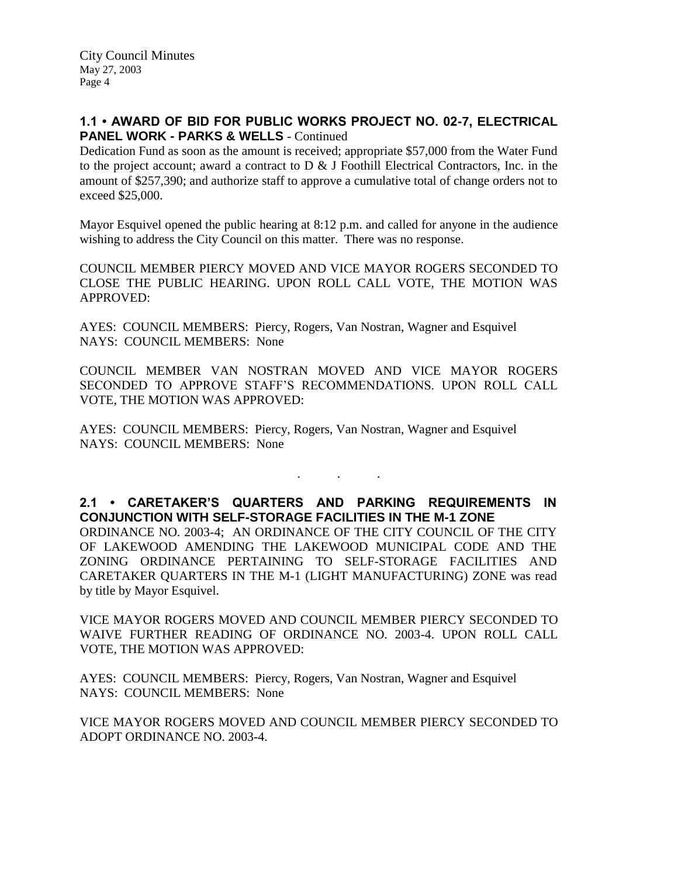## 1.1 • AWARD OF BID FOR PUBLIC WORKS PROJECT NO. 02-7, ELECTRICAL PANEL WORK - PARKS & WELLS - Continued

Dedication Fund as soon as the amount is received; appropriate $57,000 from the Water Fund to the project account; award a contract to D & J Foothill Electrical Contractors, Inc. in the amount of $257,390; and authorize staff to approve a cumulative total of change orders not to exceed $25,000.

Mayor Esquivel opened the public hearing at 8:12 p.m. and called for anyone in the audience wishing to address the City Council on this matter. There was no response.

COUNCIL MEMBER PIERCY MOVED AND VICE MAYOR ROGERS SECONDED TO CLOSE THE PUBLIC HEARING. UPON ROLL CALL VOTE, THE MOTION WAS APPROVED:

AYES: COUNCIL MEMBERS: Piercy, Rogers, Van Nostran, Wagner and Esquivel
NAYS: COUNCIL MEMBERS: None

COUNCIL MEMBER VAN NOSTRAN MOVED AND VICE MAYOR ROGERS SECONDED TO APPROVE STAFF'S RECOMMENDATIONS. UPON ROLL CALL VOTE, THE MOTION WAS APPROVED:

AYES: COUNCIL MEMBERS: Piercy, Rogers, Van Nostran, Wagner and Esquivel
NAYS: COUNCIL MEMBERS: None

. . .

## 2.1 • CARETAKER'S QUARTERS AND PARKING REQUIREMENTS IN CONJUNCTION WITH SELF-STORAGE FACILITIES IN THE M-1 ZONE

ORDINANCE NO. 2003-4; AN ORDINANCE OF THE CITY COUNCIL OF THE CITY OF LAKEWOOD AMENDING THE LAKEWOOD MUNICIPAL CODE AND THE ZONING ORDINANCE PERTAINING TO SELF-STORAGE FACILITIES AND CARETAKER QUARTERS IN THE M-1 (LIGHT MANUFACTURING) ZONE was read by title by Mayor Esquivel.

VICE MAYOR ROGERS MOVED AND COUNCIL MEMBER PIERCY SECONDED TO WAIVE FURTHER READING OF ORDINANCE NO. 2003-4. UPON ROLL CALL VOTE, THE MOTION WAS APPROVED:

AYES: COUNCIL MEMBERS: Piercy, Rogers, Van Nostran, Wagner and Esquivel
NAYS: COUNCIL MEMBERS: None

VICE MAYOR ROGERS MOVED AND COUNCIL MEMBER PIERCY SECONDED TO ADOPT ORDINANCE NO. 2003-4.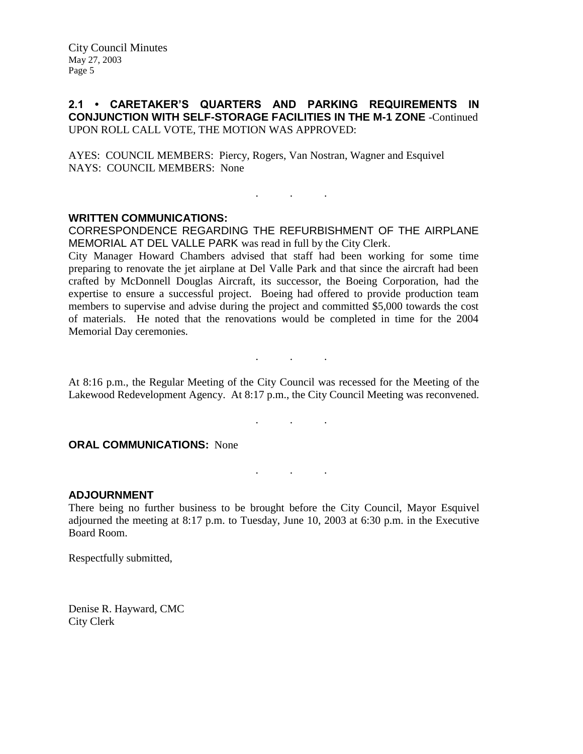**2.1 • CARETAKER'S QUARTERS AND PARKING REQUIREMENTS IN CONJUNCTION WITH SELF-STORAGE FACILITIES IN THE M-1 ZONE** -Continued
UPON ROLL CALL VOTE, THE MOTION WAS APPROVED:

AYES: COUNCIL MEMBERS: Piercy, Rogers, Van Nostran, Wagner and Esquivel
NAYS: COUNCIL MEMBERS: None

. . .

**WRITTEN COMMUNICATIONS:**
CORRESPONDENCE REGARDING THE REFURBISHMENT OF THE AIRPLANE MEMORIAL AT DEL VALLE PARK was read in full by the City Clerk.
City Manager Howard Chambers advised that staff had been working for some time preparing to renovate the jet airplane at Del Valle Park and that since the aircraft had been crafted by McDonnell Douglas Aircraft, its successor, the Boeing Corporation, had the expertise to ensure a successful project. Boeing had offered to provide production team members to supervise and advise during the project and committed $5,000 towards the cost of materials. He noted that the renovations would be completed in time for the 2004 Memorial Day ceremonies.

. . .

At 8:16 p.m., the Regular Meeting of the City Council was recessed for the Meeting of the Lakewood Redevelopment Agency. At 8:17 p.m., the City Council Meeting was reconvened.

. . .

**ORAL COMMUNICATIONS:** None

. . .

**ADJOURNMENT**
There being no further business to be brought before the City Council, Mayor Esquivel adjourned the meeting at 8:17 p.m. to Tuesday, June 10, 2003 at 6:30 p.m. in the Executive Board Room.

Respectfully submitted,

Denise R. Hayward, CMC
City Clerk